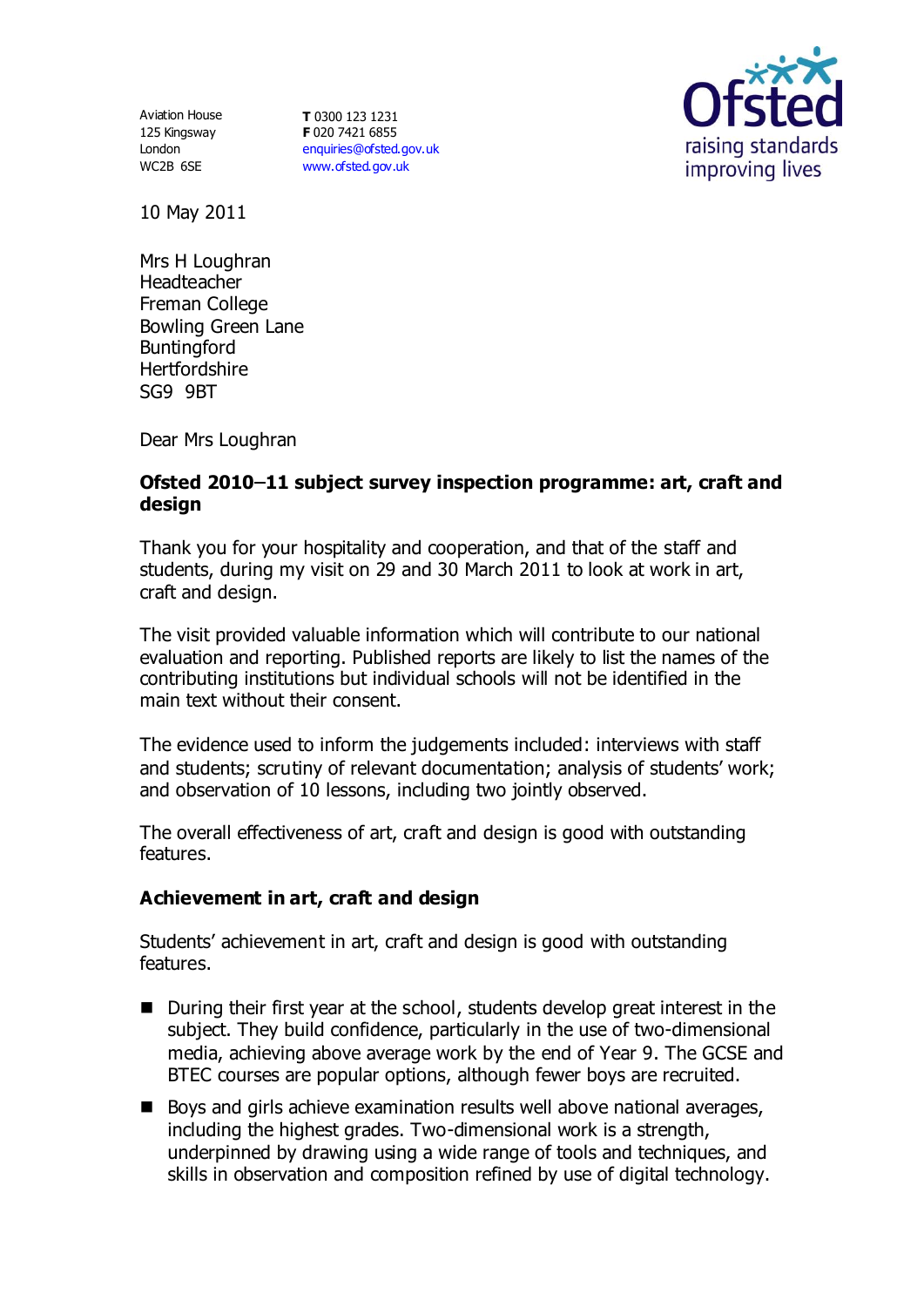Aviation House
125 Kingsway
London
WC2B 6SE

**T** 0300 123 1231
**F** 020 7421 6855
enquiries@ofsted.gov.uk
www.ofsted.gov.uk

Ofsted
raising standards
improving lives

10 May 2011

Mrs H Loughran
Headteacher
Freman College
Bowling Green Lane
Buntingford
Hertfordshire
SG9 9BT

Dear Mrs Loughran

**Ofsted 2010–11 subject survey inspection programme: art, craft and design**

Thank you for your hospitality and cooperation, and that of the staff and students, during my visit on 29 and 30 March 2011 to look at work in art, craft and design.

The visit provided valuable information which will contribute to our national evaluation and reporting. Published reports are likely to list the names of the contributing institutions but individual schools will not be identified in the main text without their consent.

The evidence used to inform the judgements included: interviews with staff and students; scrutiny of relevant documentation; analysis of students' work; and observation of 10 lessons, including two jointly observed.

The overall effectiveness of art, craft and design is good with outstanding features.

## Achievement in art, craft and design

Students' achievement in art, craft and design is good with outstanding features.

- During their first year at the school, students develop great interest in the subject. They build confidence, particularly in the use of two-dimensional media, achieving above average work by the end of Year 9. The GCSE and BTEC courses are popular options, although fewer boys are recruited.
- Boys and girls achieve examination results well above national averages, including the highest grades. Two-dimensional work is a strength, underpinned by drawing using a wide range of tools and techniques, and skills in observation and composition refined by use of digital technology.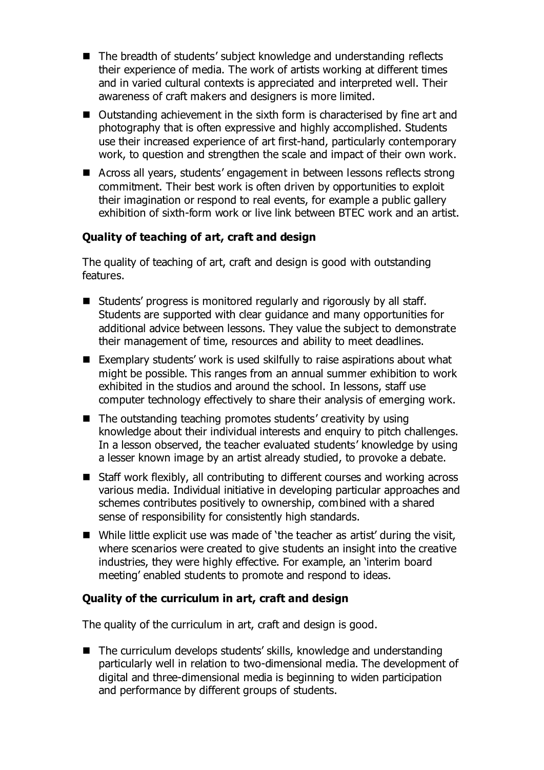- The breadth of students' subject knowledge and understanding reflects their experience of media. The work of artists working at different times and in varied cultural contexts is appreciated and interpreted well. Their awareness of craft makers and designers is more limited.
- Outstanding achievement in the sixth form is characterised by fine art and photography that is often expressive and highly accomplished. Students use their increased experience of art first-hand, particularly contemporary work, to question and strengthen the scale and impact of their own work.
- Across all years, students' engagement in between lessons reflects strong commitment. Their best work is often driven by opportunities to exploit their imagination or respond to real events, for example a public gallery exhibition of sixth-form work or live link between BTEC work and an artist.

### Quality of teaching of art, craft and design

The quality of teaching of art, craft and design is good with outstanding features.

- Students' progress is monitored regularly and rigorously by all staff. Students are supported with clear guidance and many opportunities for additional advice between lessons. They value the subject to demonstrate their management of time, resources and ability to meet deadlines.
- Exemplary students' work is used skilfully to raise aspirations about what might be possible. This ranges from an annual summer exhibition to work exhibited in the studios and around the school. In lessons, staff use computer technology effectively to share their analysis of emerging work.
- The outstanding teaching promotes students' creativity by using knowledge about their individual interests and enquiry to pitch challenges. In a lesson observed, the teacher evaluated students' knowledge by using a lesser known image by an artist already studied, to provoke a debate.
- Staff work flexibly, all contributing to different courses and working across various media. Individual initiative in developing particular approaches and schemes contributes positively to ownership, combined with a shared sense of responsibility for consistently high standards.
- While little explicit use was made of 'the teacher as artist' during the visit, where scenarios were created to give students an insight into the creative industries, they were highly effective. For example, an 'interim board meeting' enabled students to promote and respond to ideas.

### Quality of the curriculum in art, craft and design

The quality of the curriculum in art, craft and design is good.

- The curriculum develops students' skills, knowledge and understanding particularly well in relation to two-dimensional media. The development of digital and three-dimensional media is beginning to widen participation and performance by different groups of students.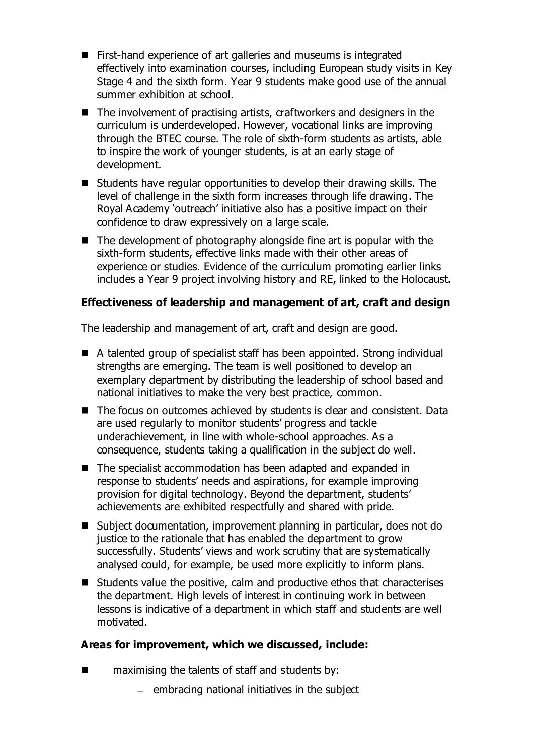- First-hand experience of art galleries and museums is integrated effectively into examination courses, including European study visits in Key Stage 4 and the sixth form. Year 9 students make good use of the annual summer exhibition at school.
- The involvement of practising artists, craftworkers and designers in the curriculum is underdeveloped. However, vocational links are improving through the BTEC course. The role of sixth-form students as artists, able to inspire the work of younger students, is at an early stage of development.
- Students have regular opportunities to develop their drawing skills. The level of challenge in the sixth form increases through life drawing. The Royal Academy 'outreach' initiative also has a positive impact on their confidence to draw expressively on a large scale.
- The development of photography alongside fine art is popular with the sixth-form students, effective links made with their other areas of experience or studies. Evidence of the curriculum promoting earlier links includes a Year 9 project involving history and RE, linked to the Holocaust.

**Effectiveness of leadership and management of art, craft and design**

The leadership and management of art, craft and design are good.

- A talented group of specialist staff has been appointed. Strong individual strengths are emerging. The team is well positioned to develop an exemplary department by distributing the leadership of school based and national initiatives to make the very best practice, common.
- The focus on outcomes achieved by students is clear and consistent. Data are used regularly to monitor students' progress and tackle underachievement, in line with whole-school approaches. As a consequence, students taking a qualification in the subject do well.
- The specialist accommodation has been adapted and expanded in response to students' needs and aspirations, for example improving provision for digital technology. Beyond the department, students' achievements are exhibited respectfully and shared with pride.
- Subject documentation, improvement planning in particular, does not do justice to the rationale that has enabled the department to grow successfully. Students' views and work scrutiny that are systematically analysed could, for example, be used more explicitly to inform plans.
- Students value the positive, calm and productive ethos that characterises the department. High levels of interest in continuing work in between lessons is indicative of a department in which staff and students are well motivated.

**Areas for improvement, which we discussed, include:**

- maximising the talents of staff and students by:
  - embracing national initiatives in the subject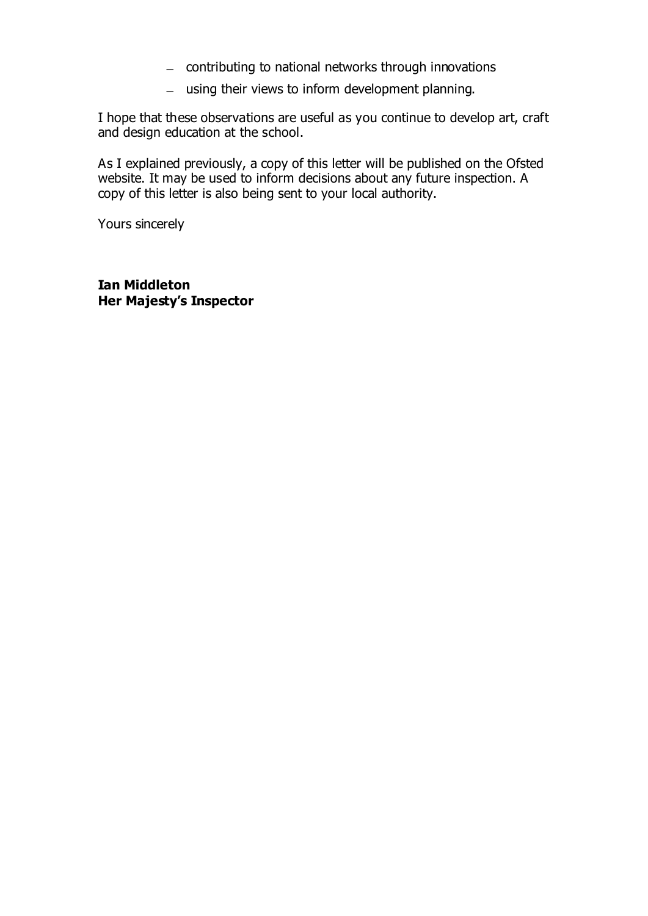- contributing to national networks through innovations
- using their views to inform development planning.

I hope that these observations are useful as you continue to develop art, craft and design education at the school.

As I explained previously, a copy of this letter will be published on the Ofsted website. It may be used to inform decisions about any future inspection. A copy of this letter is also being sent to your local authority.

Yours sincerely

**Ian Middleton**
**Her Majesty's Inspector**